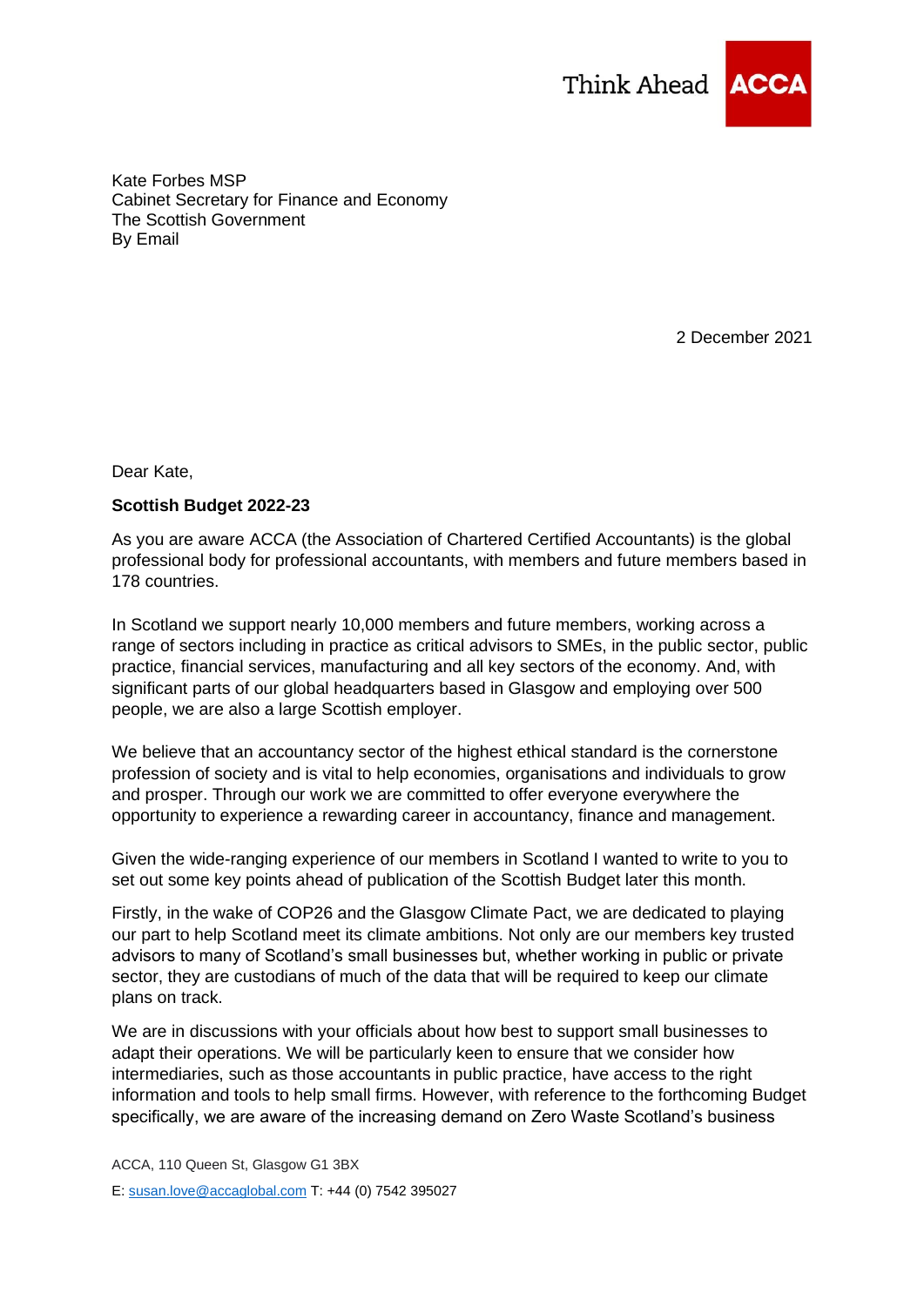Kate Forbes MSP
Cabinet Secretary for Finance and Economy
The Scottish Government
By Email

2 December 2021

Dear Kate,

**Scottish Budget 2022-23**

As you are aware ACCA (the Association of Chartered Certified Accountants) is the global professional body for professional accountants, with members and future members based in 178 countries.

In Scotland we support nearly 10,000 members and future members, working across a range of sectors including in practice as critical advisors to SMEs, in the public sector, public practice, financial services, manufacturing and all key sectors of the economy. And, with significant parts of our global headquarters based in Glasgow and employing over 500 people, we are also a large Scottish employer.

We believe that an accountancy sector of the highest ethical standard is the cornerstone profession of society and is vital to help economies, organisations and individuals to grow and prosper. Through our work we are committed to offer everyone everywhere the opportunity to experience a rewarding career in accountancy, finance and management.

Given the wide-ranging experience of our members in Scotland I wanted to write to you to set out some key points ahead of publication of the Scottish Budget later this month.

Firstly, in the wake of COP26 and the Glasgow Climate Pact, we are dedicated to playing our part to help Scotland meet its climate ambitions. Not only are our members key trusted advisors to many of Scotland's small businesses but, whether working in public or private sector, they are custodians of much of the data that will be required to keep our climate plans on track.

We are in discussions with your officials about how best to support small businesses to adapt their operations. We will be particularly keen to ensure that we consider how intermediaries, such as those accountants in public practice, have access to the right information and tools to help small firms. However, with reference to the forthcoming Budget specifically, we are aware of the increasing demand on Zero Waste Scotland's business

ACCA, 110 Queen St, Glasgow G1 3BX

E: susan.love@accaglobal.com T: +44 (0) 7542 395027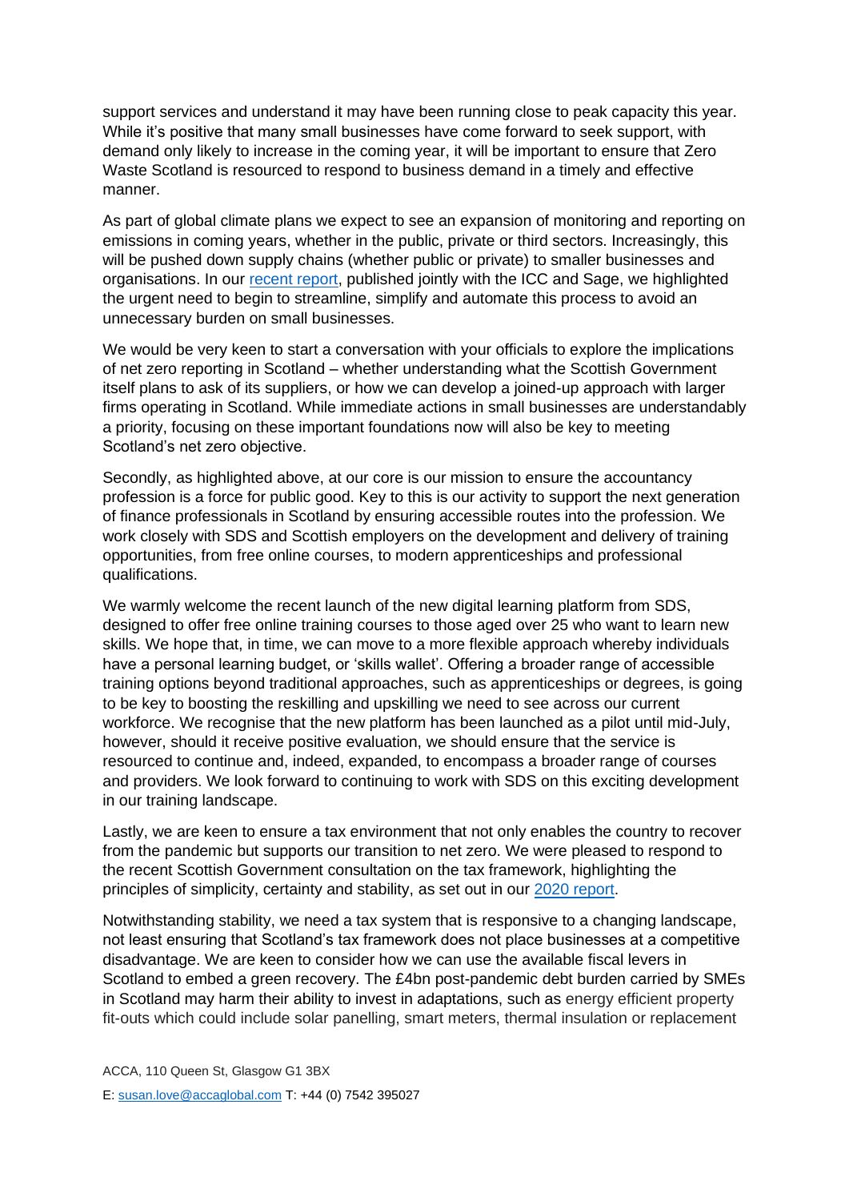support services and understand it may have been running close to peak capacity this year. While it's positive that many small businesses have come forward to seek support, with demand only likely to increase in the coming year, it will be important to ensure that Zero Waste Scotland is resourced to respond to business demand in a timely and effective manner.

As part of global climate plans we expect to see an expansion of monitoring and reporting on emissions in coming years, whether in the public, private or third sectors. Increasingly, this will be pushed down supply chains (whether public or private) to smaller businesses and organisations. In our recent report, published jointly with the ICC and Sage, we highlighted the urgent need to begin to streamline, simplify and automate this process to avoid an unnecessary burden on small businesses.

We would be very keen to start a conversation with your officials to explore the implications of net zero reporting in Scotland – whether understanding what the Scottish Government itself plans to ask of its suppliers, or how we can develop a joined-up approach with larger firms operating in Scotland. While immediate actions in small businesses are understandably a priority, focusing on these important foundations now will also be key to meeting Scotland's net zero objective.

Secondly, as highlighted above, at our core is our mission to ensure the accountancy profession is a force for public good. Key to this is our activity to support the next generation of finance professionals in Scotland by ensuring accessible routes into the profession. We work closely with SDS and Scottish employers on the development and delivery of training opportunities, from free online courses, to modern apprenticeships and professional qualifications.

We warmly welcome the recent launch of the new digital learning platform from SDS, designed to offer free online training courses to those aged over 25 who want to learn new skills. We hope that, in time, we can move to a more flexible approach whereby individuals have a personal learning budget, or 'skills wallet'. Offering a broader range of accessible training options beyond traditional approaches, such as apprenticeships or degrees, is going to be key to boosting the reskilling and upskilling we need to see across our current workforce. We recognise that the new platform has been launched as a pilot until mid-July, however, should it receive positive evaluation, we should ensure that the service is resourced to continue and, indeed, expanded, to encompass a broader range of courses and providers. We look forward to continuing to work with SDS on this exciting development in our training landscape.

Lastly, we are keen to ensure a tax environment that not only enables the country to recover from the pandemic but supports our transition to net zero. We were pleased to respond to the recent Scottish Government consultation on the tax framework, highlighting the principles of simplicity, certainty and stability, as set out in our 2020 report.

Notwithstanding stability, we need a tax system that is responsive to a changing landscape, not least ensuring that Scotland's tax framework does not place businesses at a competitive disadvantage. We are keen to consider how we can use the available fiscal levers in Scotland to embed a green recovery. The £4bn post-pandemic debt burden carried by SMEs in Scotland may harm their ability to invest in adaptations, such as energy efficient property fit-outs which could include solar panelling, smart meters, thermal insulation or replacement

ACCA, 110 Queen St, Glasgow G1 3BX

E: susan.love@accaglobal.com T: +44 (0) 7542 395027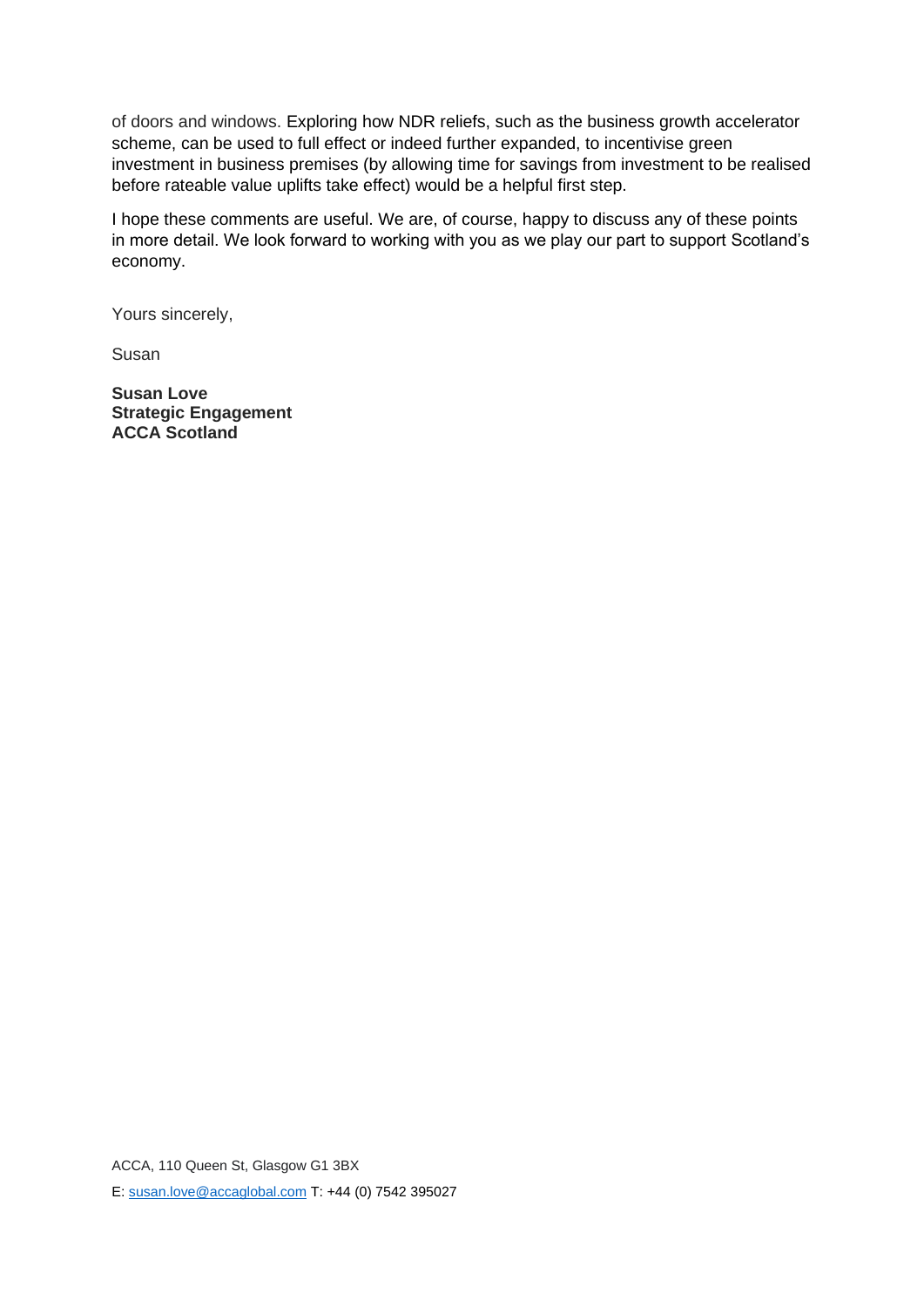of doors and windows. Exploring how NDR reliefs, such as the business growth accelerator scheme, can be used to full effect or indeed further expanded, to incentivise green investment in business premises (by allowing time for savings from investment to be realised before rateable value uplifts take effect) would be a helpful first step.

I hope these comments are useful. We are, of course, happy to discuss any of these points in more detail. We look forward to working with you as we play our part to support Scotland's economy.

Yours sincerely,

Susan

**Susan Love**
**Strategic Engagement**
**ACCA Scotland**

ACCA, 110 Queen St, Glasgow G1 3BX

E: susan.love@accaglobal.com T: +44 (0) 7542 395027